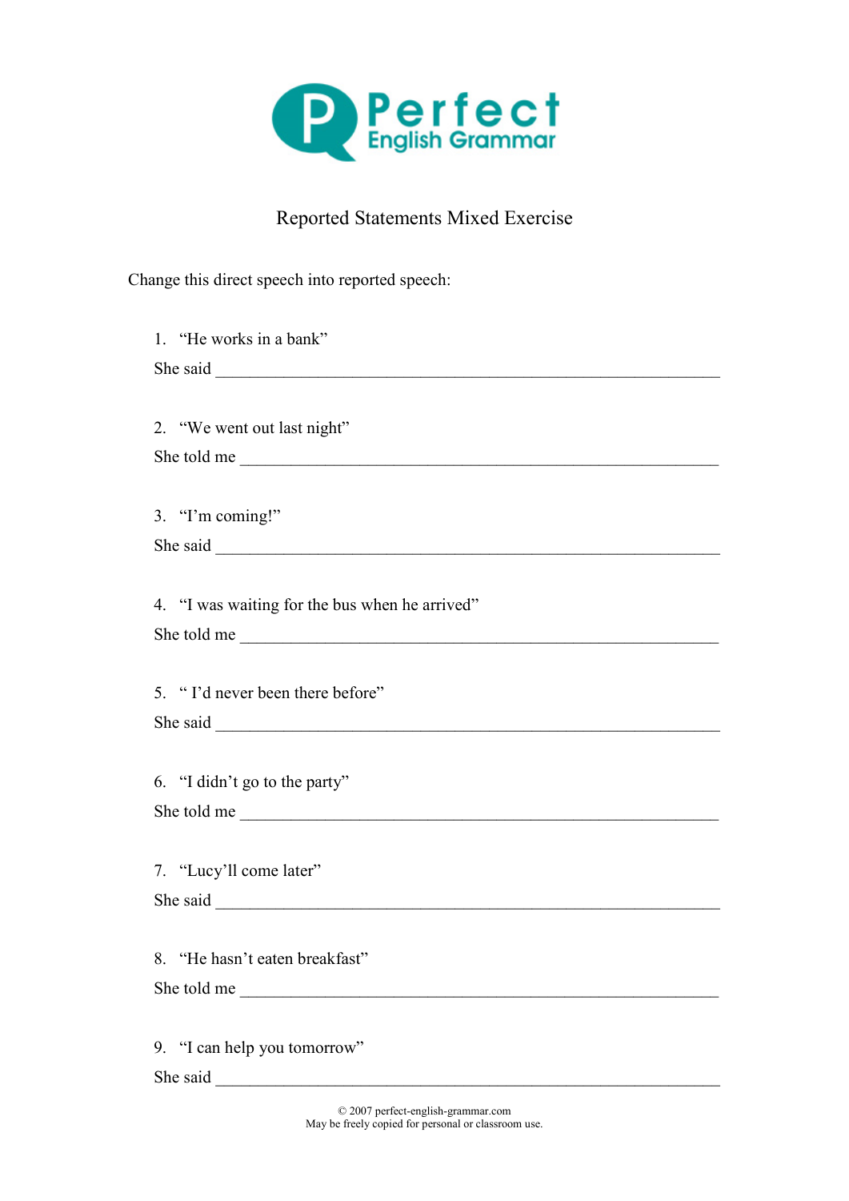# Perfect English Grammar

## Reported Statements Mixed Exercise

Change this direct speech into reported speech:

1. "He works in a bank"

   She said ___________________________________________________________

2. "We went out last night"

   She told me ________________________________________________________

3. "I'm coming!"

   She said ___________________________________________________________

4. "I was waiting for the bus when he arrived"

   She told me ________________________________________________________

5. " I'd never been there before"

   She said ___________________________________________________________

6. "I didn't go to the party"

   She told me ________________________________________________________

7. "Lucy'll come later"

   She said ___________________________________________________________

8. "He hasn't eaten breakfast"

   She told me ________________________________________________________

9. "I can help you tomorrow"

   She said ___________________________________________________________

© 2007 perfect-english-grammar.com
May be freely copied for personal or classroom use.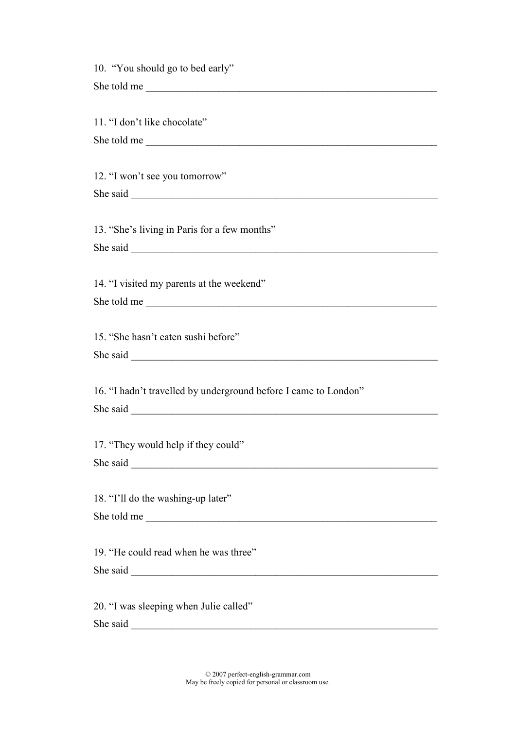10. "You should go to bed early"
She told me ____________________________________________________________

11. "I don't like chocolate"
She told me ____________________________________________________________

12. "I won't see you tomorrow"
She said ______________________________________________________________

13. "She's living in Paris for a few months"
She said ______________________________________________________________

14. "I visited my parents at the weekend"
She told me ____________________________________________________________

15. "She hasn't eaten sushi before"
She said ______________________________________________________________

16. "I hadn't travelled by underground before I came to London"
She said ______________________________________________________________

17. "They would help if they could"
She said ______________________________________________________________

18. "I'll do the washing-up later"
She told me ____________________________________________________________

19. "He could read when he was three"
She said ______________________________________________________________

20. "I was sleeping when Julie called"
She said ______________________________________________________________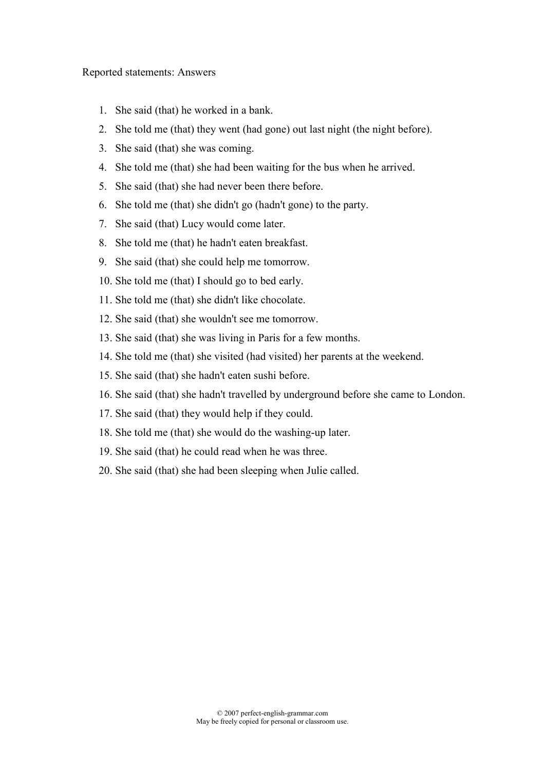Reported statements: Answers

1. She said (that) he worked in a bank.
2. She told me (that) they went (had gone) out last night (the night before).
3. She said (that) she was coming.
4. She told me (that) she had been waiting for the bus when he arrived.
5. She said (that) she had never been there before.
6. She told me (that) she didn't go (hadn't gone) to the party.
7. She said (that) Lucy would come later.
8. She told me (that) he hadn't eaten breakfast.
9. She said (that) she could help me tomorrow.
10. She told me (that) I should go to bed early.
11. She told me (that) she didn't like chocolate.
12. She said (that) she wouldn't see me tomorrow.
13. She said (that) she was living in Paris for a few months.
14. She told me (that) she visited (had visited) her parents at the weekend.
15. She said (that) she hadn't eaten sushi before.
16. She said (that) she hadn't travelled by underground before she came to London.
17. She said (that) they would help if they could.
18. She told me (that) she would do the washing-up later.
19. She said (that) he could read when he was three.
20. She said (that) she had been sleeping when Julie called.

© 2007 perfect-english-grammar.com
May be freely copied for personal or classroom use.